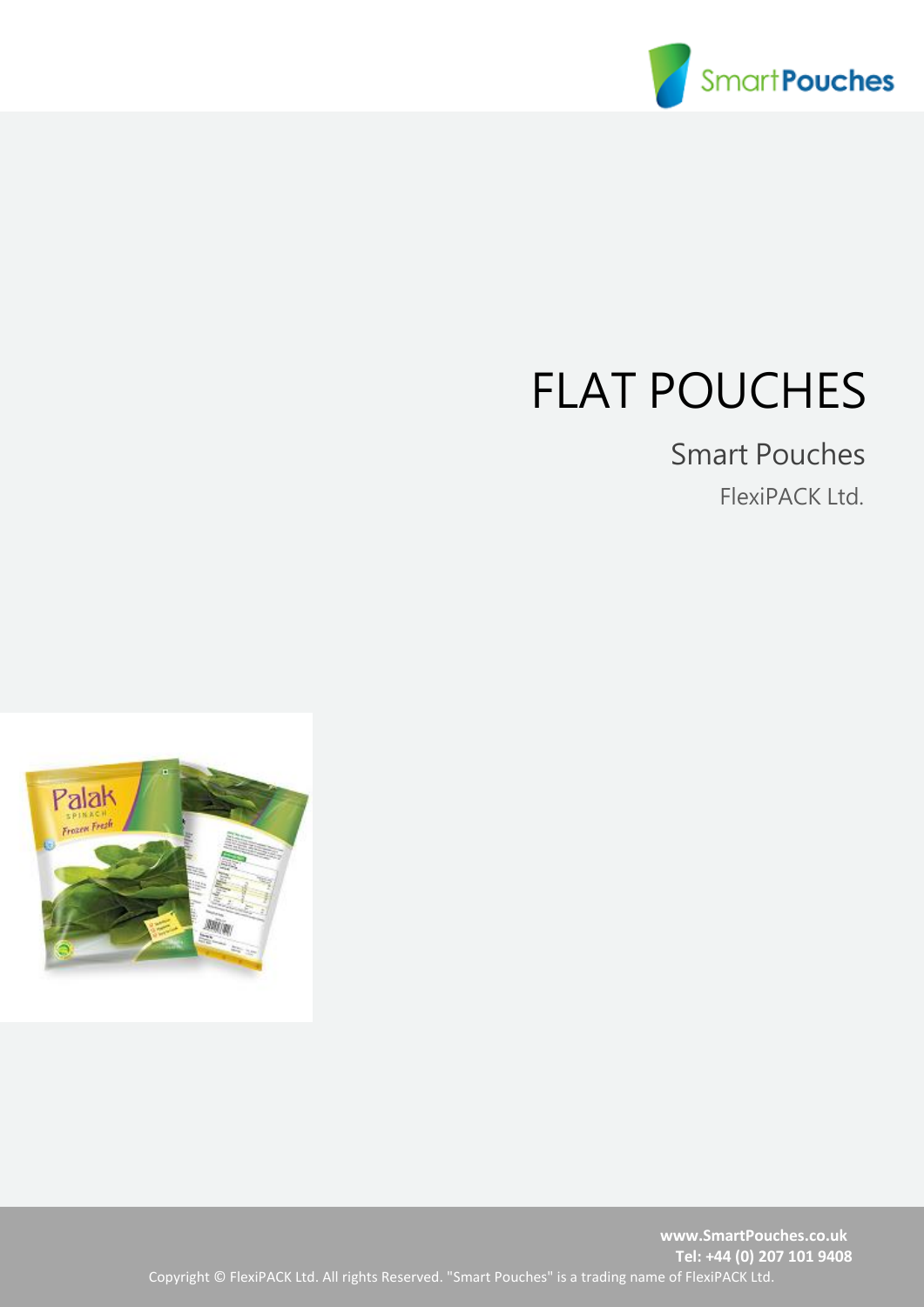# FLAT POUCHES

## Smart Pouches

FlexiPACK Ltd.

**www.SmartPouches.co.uk**
**Tel: +44 (0) 207 101 9408**

Copyright © FlexiPACK Ltd. All rights Reserved. "Smart Pouches" is a trading name of FlexiPACK Ltd.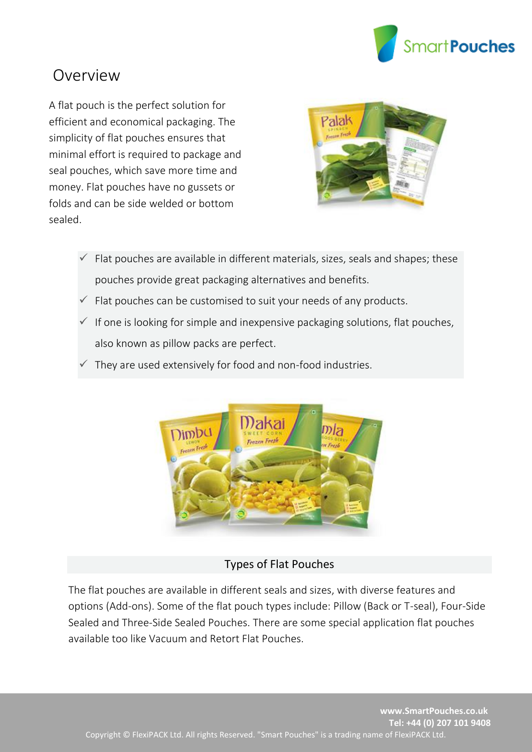# Overview

A flat pouch is the perfect solution for efficient and economical packaging. The simplicity of flat pouches ensures that minimal effort is required to package and seal pouches, which save more time and money. Flat pouches have no gussets or folds and can be side welded or bottom sealed.

- ✓ Flat pouches are available in different materials, sizes, seals and shapes; these pouches provide great packaging alternatives and benefits.
- ✓ Flat pouches can be customised to suit your needs of any products.
- ✓ If one is looking for simple and inexpensive packaging solutions, flat pouches, also known as pillow packs are perfect.
- ✓ They are used extensively for food and non-food industries.

## Types of Flat Pouches

The flat pouches are available in different seals and sizes, with diverse features and options (Add-ons). Some of the flat pouch types include: Pillow (Back or T-seal), Four-Side Sealed and Three-Side Sealed Pouches. There are some special application flat pouches available too like Vacuum and Retort Flat Pouches.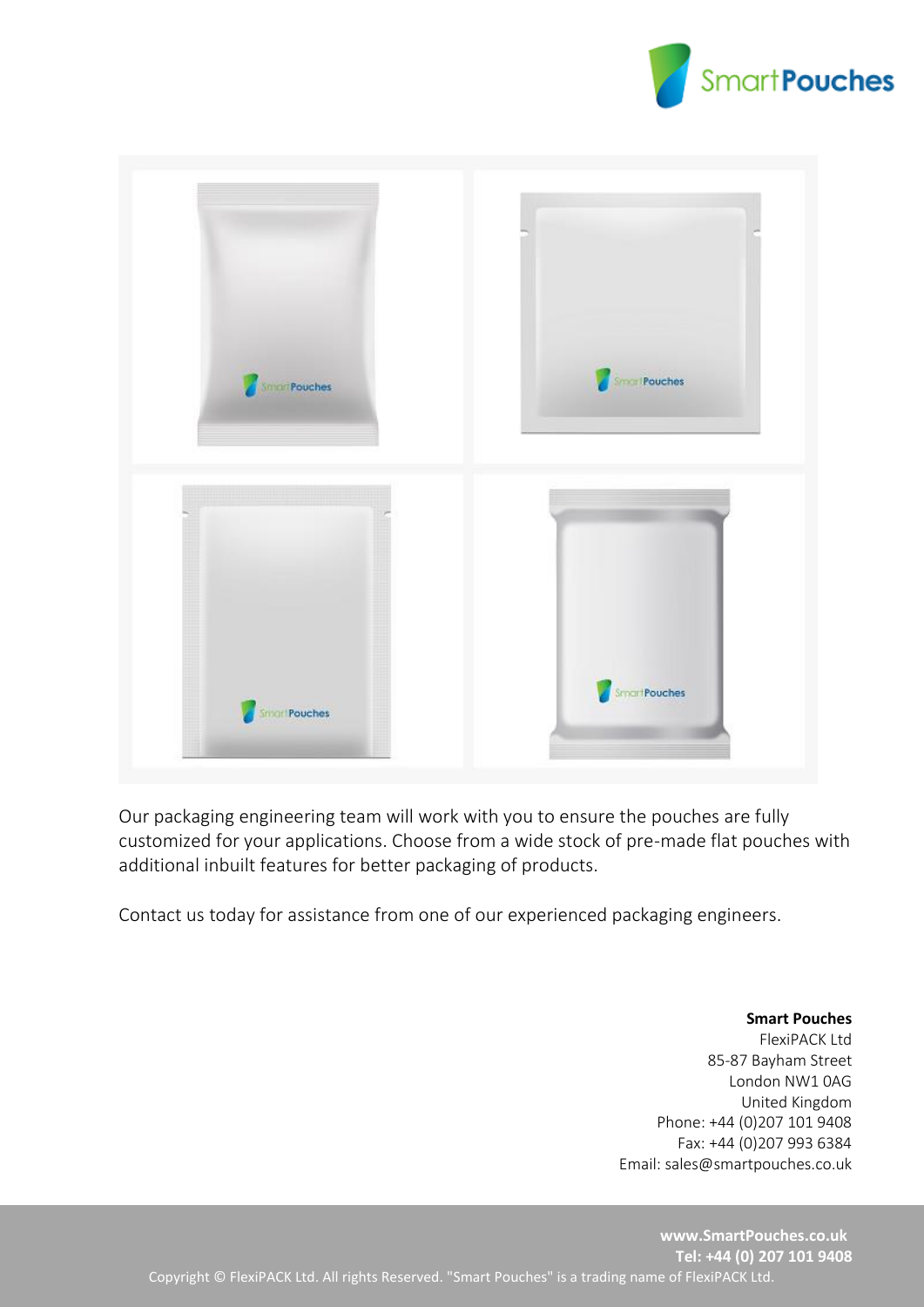Our packaging engineering team will work with you to ensure the pouches are fully customized for your applications. Choose from a wide stock of pre-made flat pouches with additional inbuilt features for better packaging of products.

Contact us today for assistance from one of our experienced packaging engineers.

**Smart Pouches**
FlexiPACK Ltd
85-87 Bayham Street
London NW1 0AG
United Kingdom
Phone: +44 (0)207 101 9408
Fax: +44 (0)207 993 6384
Email: sales@smartpouches.co.uk

**www.SmartPouches.co.uk**
**Tel: +44 (0) 207 101 9408**

Copyright © FlexiPACK Ltd. All rights Reserved. "Smart Pouches" is a trading name of FlexiPACK Ltd.